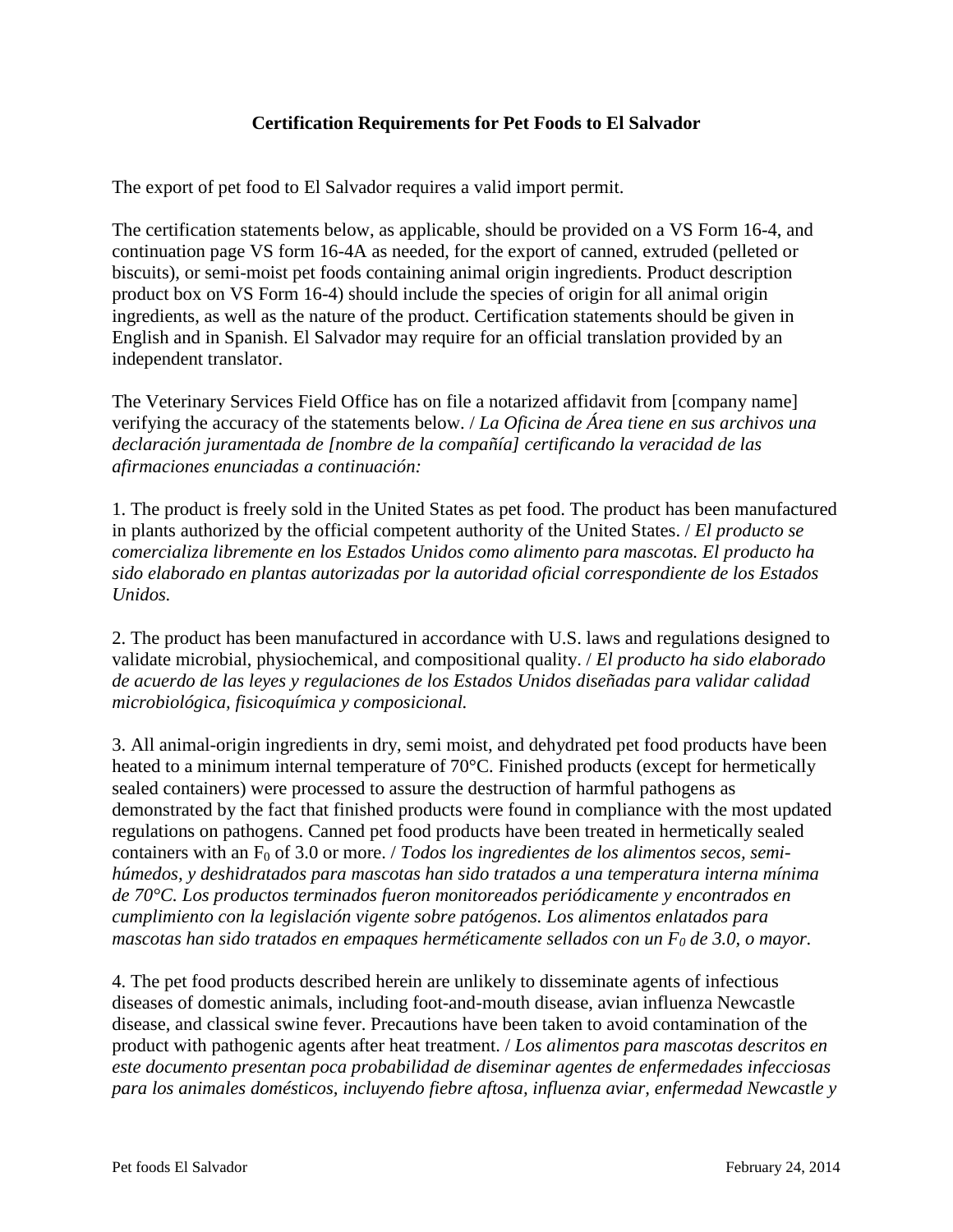# Certification Requirements for Pet Foods to El Salvador

The export of pet food to El Salvador requires a valid import permit.

The certification statements below, as applicable, should be provided on a VS Form 16-4, and continuation page VS form 16-4A as needed, for the export of canned, extruded (pelleted or biscuits), or semi-moist pet foods containing animal origin ingredients. Product description product box on VS Form 16-4) should include the species of origin for all animal origin ingredients, as well as the nature of the product. Certification statements should be given in English and in Spanish. El Salvador may require for an official translation provided by an independent translator.

The Veterinary Services Field Office has on file a notarized affidavit from [company name] verifying the accuracy of the statements below. / *La Oficina de Área tiene en sus archivos una declaración juramentada de [nombre de la compañía] certificando la veracidad de las afirmaciones enunciadas a continuación:*

1. The product is freely sold in the United States as pet food. The product has been manufactured in plants authorized by the official competent authority of the United States. / *El producto se comercializa libremente en los Estados Unidos como alimento para mascotas. El producto ha sido elaborado en plantas autorizadas por la autoridad oficial correspondiente de los Estados Unidos.*

2. The product has been manufactured in accordance with U.S. laws and regulations designed to validate microbial, physiochemical, and compositional quality. / *El producto ha sido elaborado de acuerdo de las leyes y regulaciones de los Estados Unidos diseñadas para validar calidad microbiológica, fisicoquímica y composicional.*

3. All animal-origin ingredients in dry, semi moist, and dehydrated pet food products have been heated to a minimum internal temperature of 70°C. Finished products (except for hermetically sealed containers) were processed to assure the destruction of harmful pathogens as demonstrated by the fact that finished products were found in compliance with the most updated regulations on pathogens. Canned pet food products have been treated in hermetically sealed containers with an $F_0$ of 3.0 or more. / *Todos los ingredientes de los alimentos secos, semi-húmedos, y deshidratados para mascotas han sido tratados a una temperatura interna mínima de 70°C. Los productos terminados fueron monitoreados periódicamente y encontrados en cumplimiento con la legislación vigente sobre patógenos. Los alimentos enlatados para mascotas han sido tratados en empaques herméticamente sellados con un* $F_0$ *de 3.0, o mayor.*

4. The pet food products described herein are unlikely to disseminate agents of infectious diseases of domestic animals, including foot-and-mouth disease, avian influenza Newcastle disease, and classical swine fever. Precautions have been taken to avoid contamination of the product with pathogenic agents after heat treatment. / *Los alimentos para mascotas descritos en este documento presentan poca probabilidad de diseminar agentes de enfermedades infecciosas para los animales domésticos, incluyendo fiebre aftosa, influenza aviar, enfermedad Newcastle y*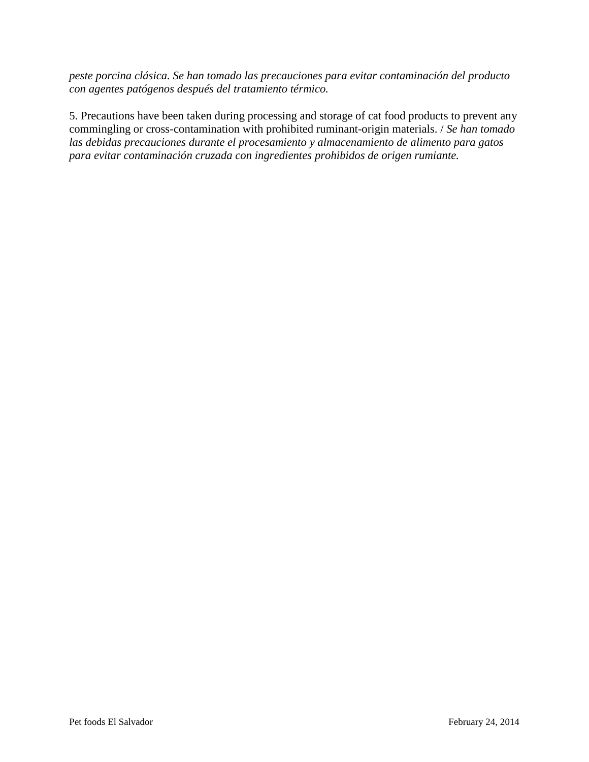*peste porcina clásica. Se han tomado las precauciones para evitar contaminación del producto con agentes patógenos después del tratamiento térmico.*

5. Precautions have been taken during processing and storage of cat food products to prevent any commingling or cross-contamination with prohibited ruminant-origin materials. / *Se han tomado las debidas precauciones durante el procesamiento y almacenamiento de alimento para gatos para evitar contaminación cruzada con ingredientes prohibidos de origen rumiante.*